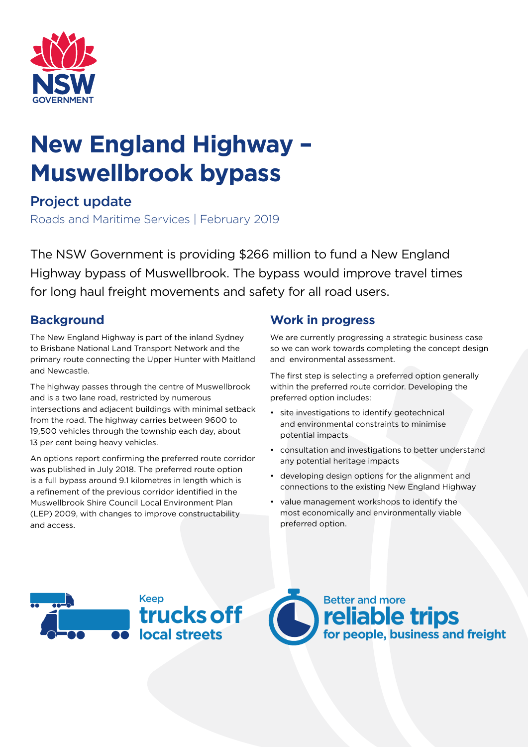# New England Highway – Muswellbrook bypass

## Project update

Roads and Maritime Services | February 2019

The NSW Government is providing $266 million to fund a New England Highway bypass of Muswellbrook. The bypass would improve travel times for long haul freight movements and safety for all road users.

## Background

The New England Highway is part of the inland Sydney to Brisbane National Land Transport Network and the primary route connecting the Upper Hunter with Maitland and Newcastle.

The highway passes through the centre of Muswellbrook and is a two lane road, restricted by numerous intersections and adjacent buildings with minimal setback from the road. The highway carries between 9600 to 19,500 vehicles through the township each day, about 13 per cent being heavy vehicles.

An options report confirming the preferred route corridor was published in July 2018. The preferred route option is a full bypass around 9.1 kilometres in length which is a refinement of the previous corridor identified in the Muswellbrook Shire Council Local Environment Plan (LEP) 2009, with changes to improve constructability and access.

## Work in progress

We are currently progressing a strategic business case so we can work towards completing the concept design and environmental assessment.

The first step is selecting a preferred option generally within the preferred route corridor. Developing the preferred option includes:

- site investigations to identify geotechnical and environmental constraints to minimise potential impacts
- consultation and investigations to better understand any potential heritage impacts
- developing design options for the alignment and connections to the existing New England Highway
- value management workshops to identify the most economically and environmentally viable preferred option.

Keep **trucks off** local streets

Better and more **reliable trips** for people, business and freight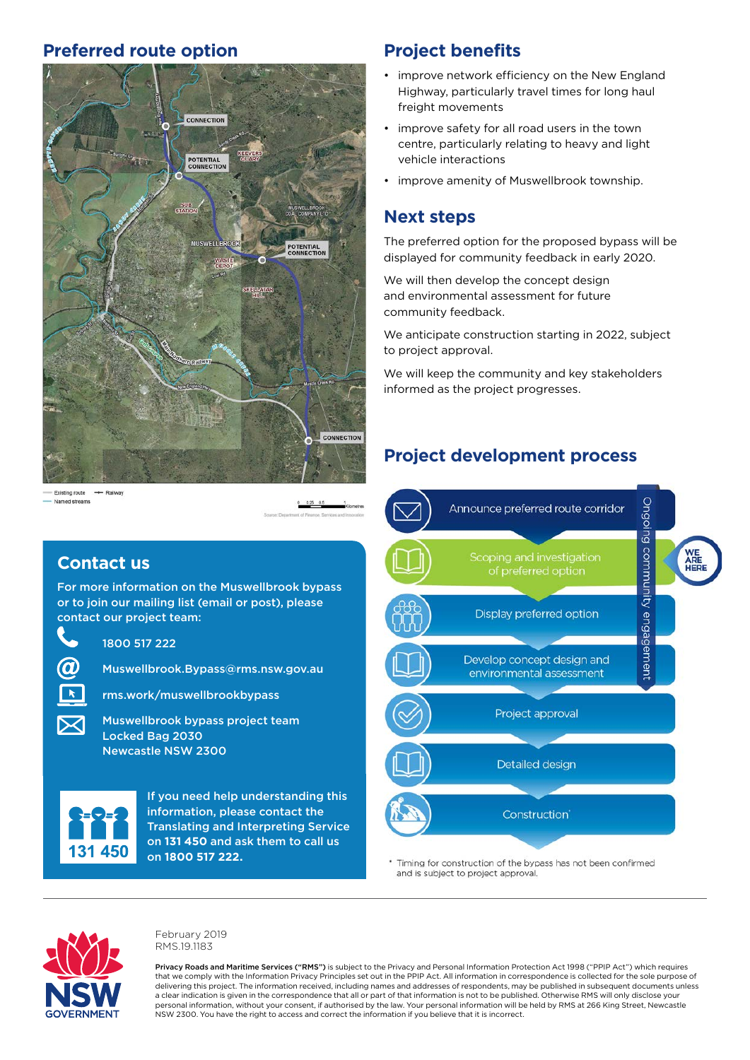## Preferred route option

CONNECTION

POTENTIAL CONNECTION

KEEVERS QUARRY

SUB STATION

MUSWELLBROOK COAL COMPANY LTD

MUSWELLBROOK

POTENTIAL CONNECTION

WASTE DEPOT

SKELLATAR HILL

Main Northern Railway

New England Hwy

Muscle Creek Rd

CONNECTION

Existing route — Railway
Named streams

0 0.25 0.5 1 Kilometres

Source: Department of Finance, Services and Innovation

## Contact us

For more information on the Muswellbrook bypass or to join our mailing list (email or post), please contact our project team:

1800 517 222

Muswellbrook.Bypass@rms.nsw.gov.au

rms.work/muswellbrookbypass

Muswellbrook bypass project team
Locked Bag 2030
Newcastle NSW 2300

131 450

If you need help understanding this information, please contact the Translating and Interpreting Service on 131 450 and ask them to call us on 1800 517 222.

## Project benefits

- improve network efficiency on the New England Highway, particularly travel times for long haul freight movements
- improve safety for all road users in the town centre, particularly relating to heavy and light vehicle interactions
- improve amenity of Muswellbrook township.

## Next steps

The preferred option for the proposed bypass will be displayed for community feedback in early 2020.

We will then develop the concept design and environmental assessment for future community feedback.

We anticipate construction starting in 2022, subject to project approval.

We will keep the community and key stakeholders informed as the project progresses.

## Project development process

Announce preferred route corridor

Scoping and investigation of preferred option

WE ARE HERE

Display preferred option

Develop concept design and environmental assessment

Ongoing community engagement

Project approval

Detailed design

Construction*

\* Timing for construction of the bypass has not been confirmed and is subject to project approval.

NSW GOVERNMENT

February 2019
RMS.19.1183

**Privacy Roads and Maritime Services ("RMS")** is subject to the Privacy and Personal Information Protection Act 1998 ("PPIP Act") which requires that we comply with the Information Privacy Principles set out in the PPIP Act. All information in correspondence is collected for the sole purpose of delivering this project. The information received, including names and addresses of respondents, may be published in subsequent documents unless a clear indication is given in the correspondence that all or part of that information is not to be published. Otherwise RMS will only disclose your personal information, without your consent, if authorised by the law. Your personal information will be held by RMS at 266 King Street, Newcastle NSW 2300. You have the right to access and correct the information if you believe that it is incorrect.